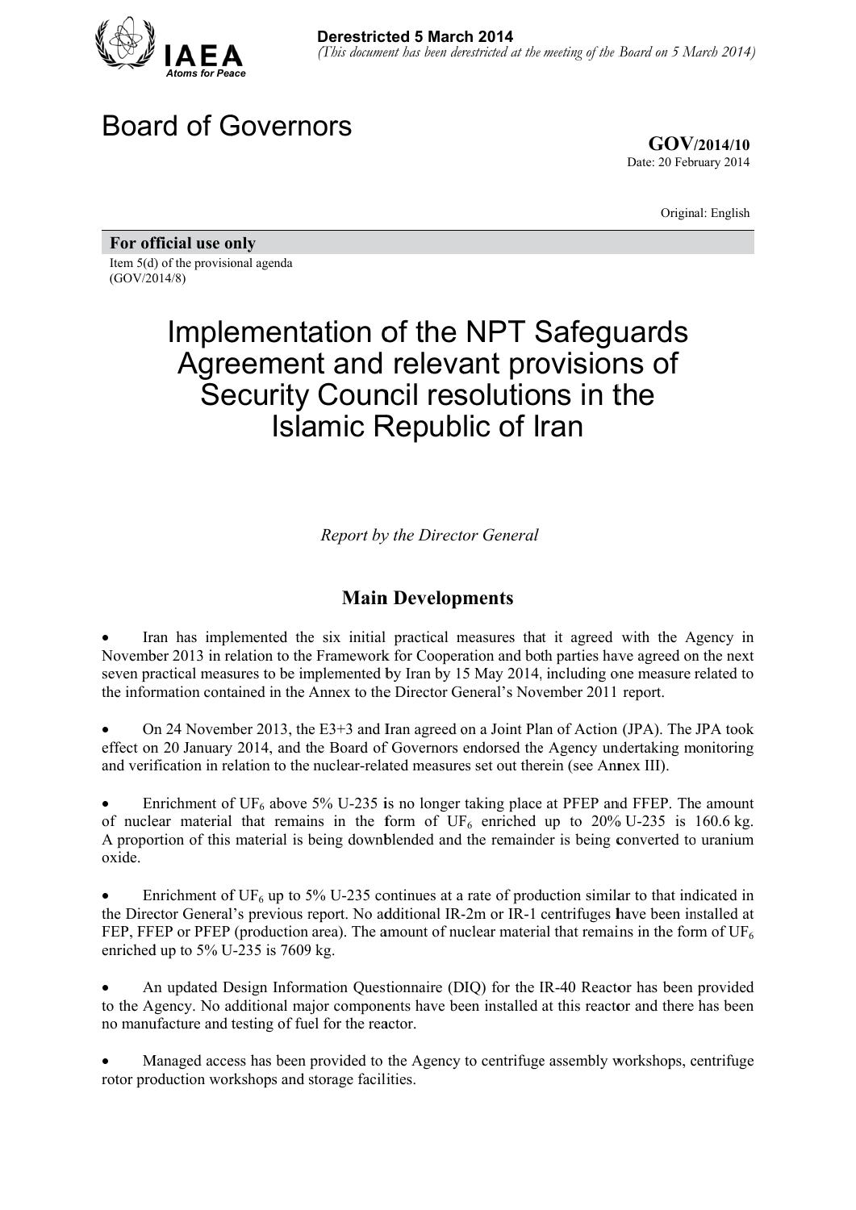**Derestricted 5 March 2014**
*(This document has been derestricted at the meeting of the Board on 5 March 2014)*

# Board of Governors

**GOV/2014/10**
Date: 20 February 2014

Original: English

**For official use only**
Item 5(d) of the provisional agenda
(GOV/2014/8)

# Implementation of the NPT Safeguards Agreement and relevant provisions of Security Council resolutions in the Islamic Republic of Iran

*Report by the Director General*

## Main Developments

- Iran has implemented the six initial practical measures that it agreed with the Agency in November 2013 in relation to the Framework for Cooperation and both parties have agreed on the next seven practical measures to be implemented by Iran by 15 May 2014, including one measure related to the information contained in the Annex to the Director General's November 2011 report.

- On 24 November 2013, the E3+3 and Iran agreed on a Joint Plan of Action (JPA). The JPA took effect on 20 January 2014, and the Board of Governors endorsed the Agency undertaking monitoring and verification in relation to the nuclear-related measures set out therein (see Annex III).

- Enrichment of $UF_6$ above 5% U-235 is no longer taking place at PFEP and FFEP. The amount of nuclear material that remains in the form of $UF_6$ enriched up to 20% U-235 is 160.6 kg. A proportion of this material is being downblended and the remainder is being converted to uranium oxide.

- Enrichment of $UF_6$ up to 5% U-235 continues at a rate of production similar to that indicated in the Director General's previous report. No additional IR-2m or IR-1 centrifuges have been installed at FEP, FFEP or PFEP (production area). The amount of nuclear material that remains in the form of $UF_6$ enriched up to 5% U-235 is 7609 kg.

- An updated Design Information Questionnaire (DIQ) for the IR-40 Reactor has been provided to the Agency. No additional major components have been installed at this reactor and there has been no manufacture and testing of fuel for the reactor.

- Managed access has been provided to the Agency to centrifuge assembly workshops, centrifuge rotor production workshops and storage facilities.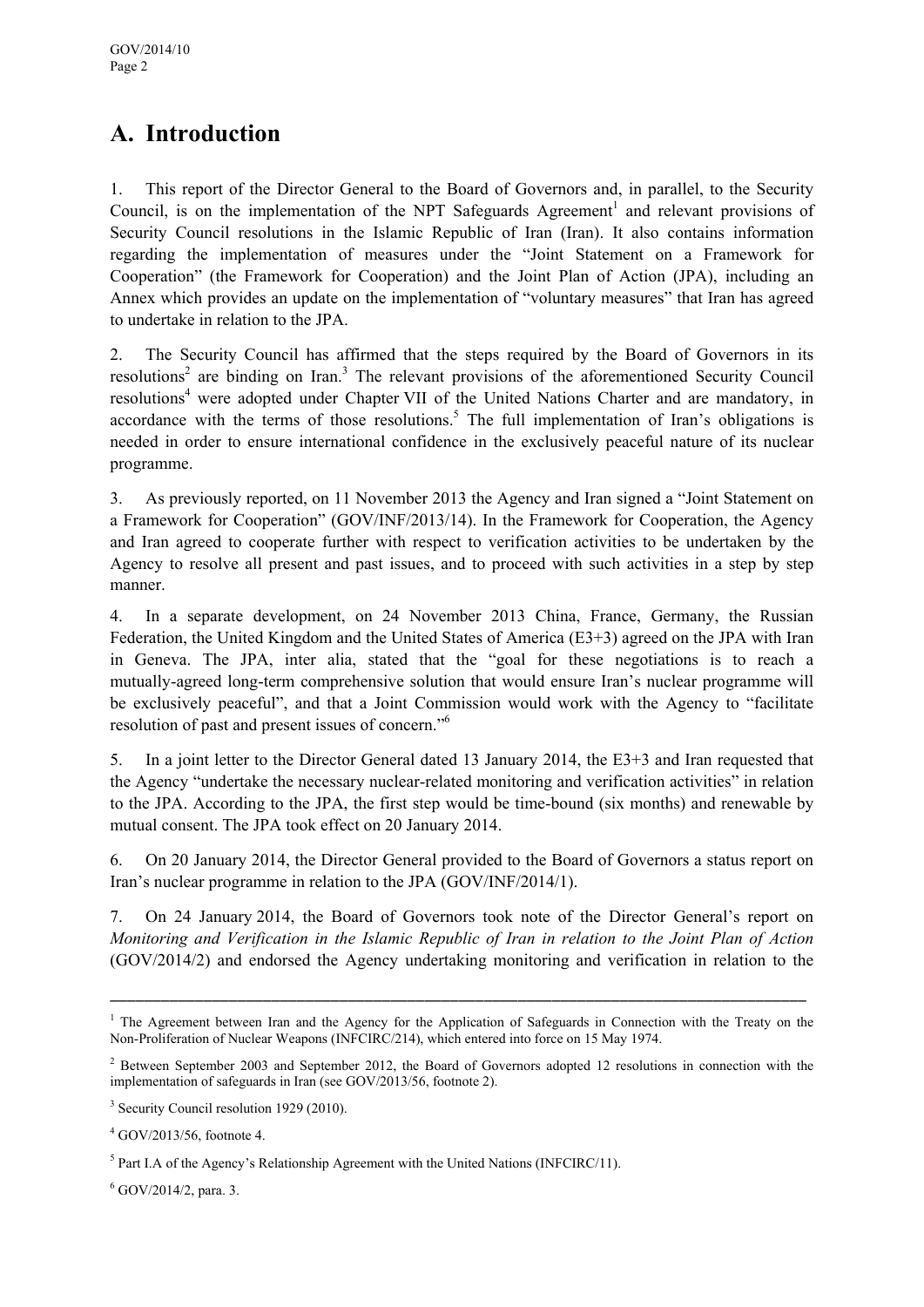## A. Introduction

1. This report of the Director General to the Board of Governors and, in parallel, to the Security Council, is on the implementation of the NPT Safeguards Agreement[1] and relevant provisions of Security Council resolutions in the Islamic Republic of Iran (Iran). It also contains information regarding the implementation of measures under the "Joint Statement on a Framework for Cooperation" (the Framework for Cooperation) and the Joint Plan of Action (JPA), including an Annex which provides an update on the implementation of "voluntary measures" that Iran has agreed to undertake in relation to the JPA.

2. The Security Council has affirmed that the steps required by the Board of Governors in its resolutions[2] are binding on Iran.[3] The relevant provisions of the aforementioned Security Council resolutions[4] were adopted under Chapter VII of the United Nations Charter and are mandatory, in accordance with the terms of those resolutions.[5] The full implementation of Iran's obligations is needed in order to ensure international confidence in the exclusively peaceful nature of its nuclear programme.

3. As previously reported, on 11 November 2013 the Agency and Iran signed a "Joint Statement on a Framework for Cooperation" (GOV/INF/2013/14). In the Framework for Cooperation, the Agency and Iran agreed to cooperate further with respect to verification activities to be undertaken by the Agency to resolve all present and past issues, and to proceed with such activities in a step by step manner.

4. In a separate development, on 24 November 2013 China, France, Germany, the Russian Federation, the United Kingdom and the United States of America (E3+3) agreed on the JPA with Iran in Geneva. The JPA, inter alia, stated that the "goal for these negotiations is to reach a mutually-agreed long-term comprehensive solution that would ensure Iran's nuclear programme will be exclusively peaceful", and that a Joint Commission would work with the Agency to "facilitate resolution of past and present issues of concern."[6]

5. In a joint letter to the Director General dated 13 January 2014, the E3+3 and Iran requested that the Agency "undertake the necessary nuclear-related monitoring and verification activities" in relation to the JPA. According to the JPA, the first step would be time-bound (six months) and renewable by mutual consent. The JPA took effect on 20 January 2014.

6. On 20 January 2014, the Director General provided to the Board of Governors a status report on Iran's nuclear programme in relation to the JPA (GOV/INF/2014/1).

7. On 24 January 2014, the Board of Governors took note of the Director General's report on *Monitoring and Verification in the Islamic Republic of Iran in relation to the Joint Plan of Action* (GOV/2014/2) and endorsed the Agency undertaking monitoring and verification in relation to the

---

[1] The Agreement between Iran and the Agency for the Application of Safeguards in Connection with the Treaty on the Non-Proliferation of Nuclear Weapons (INFCIRC/214), which entered into force on 15 May 1974.

[2] Between September 2003 and September 2012, the Board of Governors adopted 12 resolutions in connection with the implementation of safeguards in Iran (see GOV/2013/56, footnote 2).

[3] Security Council resolution 1929 (2010).

[4] GOV/2013/56, footnote 4.

[5] Part I.A of the Agency's Relationship Agreement with the United Nations (INFCIRC/11).

[6] GOV/2014/2, para. 3.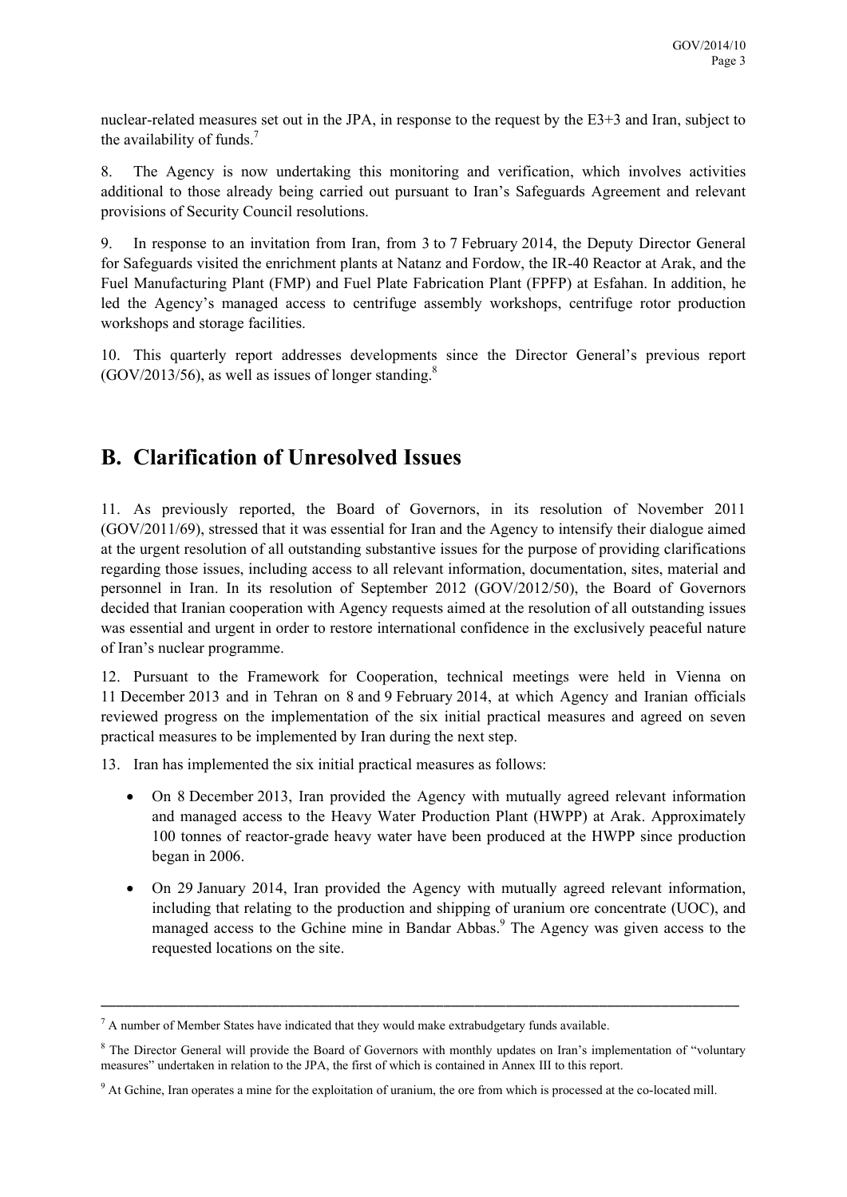nuclear-related measures set out in the JPA, in response to the request by the E3+3 and Iran, subject to the availability of funds.[7]

8. The Agency is now undertaking this monitoring and verification, which involves activities additional to those already being carried out pursuant to Iran's Safeguards Agreement and relevant provisions of Security Council resolutions.

9. In response to an invitation from Iran, from 3 to 7 February 2014, the Deputy Director General for Safeguards visited the enrichment plants at Natanz and Fordow, the IR-40 Reactor at Arak, and the Fuel Manufacturing Plant (FMP) and Fuel Plate Fabrication Plant (FPFP) at Esfahan. In addition, he led the Agency's managed access to centrifuge assembly workshops, centrifuge rotor production workshops and storage facilities.

10. This quarterly report addresses developments since the Director General's previous report (GOV/2013/56), as well as issues of longer standing.[8]

## B. Clarification of Unresolved Issues

11. As previously reported, the Board of Governors, in its resolution of November 2011 (GOV/2011/69), stressed that it was essential for Iran and the Agency to intensify their dialogue aimed at the urgent resolution of all outstanding substantive issues for the purpose of providing clarifications regarding those issues, including access to all relevant information, documentation, sites, material and personnel in Iran. In its resolution of September 2012 (GOV/2012/50), the Board of Governors decided that Iranian cooperation with Agency requests aimed at the resolution of all outstanding issues was essential and urgent in order to restore international confidence in the exclusively peaceful nature of Iran's nuclear programme.

12. Pursuant to the Framework for Cooperation, technical meetings were held in Vienna on 11 December 2013 and in Tehran on 8 and 9 February 2014, at which Agency and Iranian officials reviewed progress on the implementation of the six initial practical measures and agreed on seven practical measures to be implemented by Iran during the next step.

13. Iran has implemented the six initial practical measures as follows:

- On 8 December 2013, Iran provided the Agency with mutually agreed relevant information and managed access to the Heavy Water Production Plant (HWPP) at Arak. Approximately 100 tonnes of reactor-grade heavy water have been produced at the HWPP since production began in 2006.
- On 29 January 2014, Iran provided the Agency with mutually agreed relevant information, including that relating to the production and shipping of uranium ore concentrate (UOC), and managed access to the Gchine mine in Bandar Abbas.[9] The Agency was given access to the requested locations on the site.

---

[7] A number of Member States have indicated that they would make extrabudgetary funds available.

[8] The Director General will provide the Board of Governors with monthly updates on Iran's implementation of "voluntary measures" undertaken in relation to the JPA, the first of which is contained in Annex III to this report.

[9] At Gchine, Iran operates a mine for the exploitation of uranium, the ore from which is processed at the co-located mill.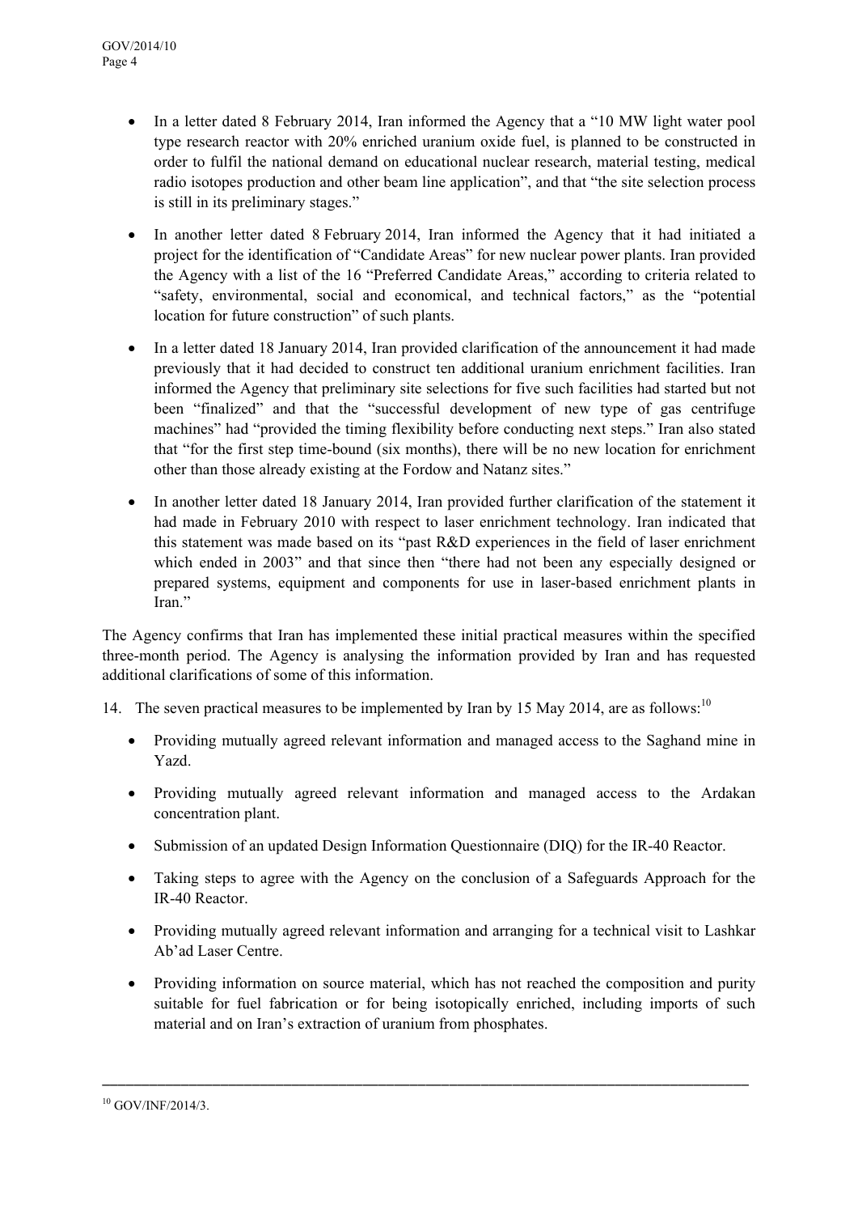- In a letter dated 8 February 2014, Iran informed the Agency that a "10 MW light water pool type research reactor with 20% enriched uranium oxide fuel, is planned to be constructed in order to fulfil the national demand on educational nuclear research, material testing, medical radio isotopes production and other beam line application", and that "the site selection process is still in its preliminary stages."

- In another letter dated 8 February 2014, Iran informed the Agency that it had initiated a project for the identification of "Candidate Areas" for new nuclear power plants. Iran provided the Agency with a list of the 16 "Preferred Candidate Areas," according to criteria related to "safety, environmental, social and economical, and technical factors," as the "potential location for future construction" of such plants.

- In a letter dated 18 January 2014, Iran provided clarification of the announcement it had made previously that it had decided to construct ten additional uranium enrichment facilities. Iran informed the Agency that preliminary site selections for five such facilities had started but not been "finalized" and that the "successful development of new type of gas centrifuge machines" had "provided the timing flexibility before conducting next steps." Iran also stated that "for the first step time-bound (six months), there will be no new location for enrichment other than those already existing at the Fordow and Natanz sites."

- In another letter dated 18 January 2014, Iran provided further clarification of the statement it had made in February 2010 with respect to laser enrichment technology. Iran indicated that this statement was made based on its "past R&D experiences in the field of laser enrichment which ended in 2003" and that since then "there had not been any especially designed or prepared systems, equipment and components for use in laser-based enrichment plants in Iran."

The Agency confirms that Iran has implemented these initial practical measures within the specified three-month period. The Agency is analysing the information provided by Iran and has requested additional clarifications of some of this information.

14. The seven practical measures to be implemented by Iran by 15 May 2014, are as follows:[10]

- Providing mutually agreed relevant information and managed access to the Saghand mine in Yazd.

- Providing mutually agreed relevant information and managed access to the Ardakan concentration plant.

- Submission of an updated Design Information Questionnaire (DIQ) for the IR-40 Reactor.

- Taking steps to agree with the Agency on the conclusion of a Safeguards Approach for the IR-40 Reactor.

- Providing mutually agreed relevant information and arranging for a technical visit to Lashkar Ab'ad Laser Centre.

- Providing information on source material, which has not reached the composition and purity suitable for fuel fabrication or for being isotopically enriched, including imports of such material and on Iran's extraction of uranium from phosphates.

---

[10] GOV/INF/2014/3.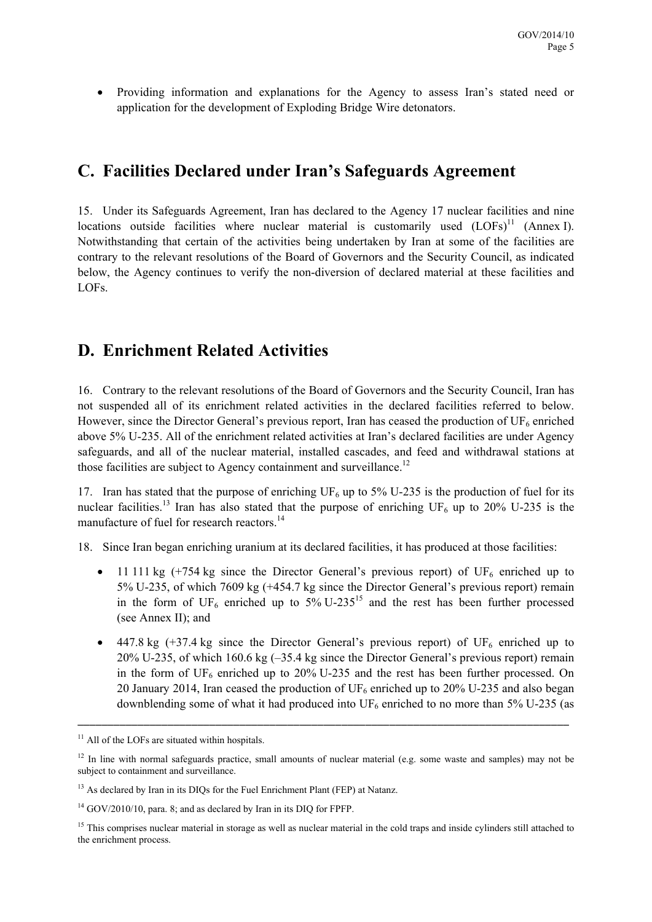- Providing information and explanations for the Agency to assess Iran's stated need or application for the development of Exploding Bridge Wire detonators.

## C. Facilities Declared under Iran's Safeguards Agreement

15. Under its Safeguards Agreement, Iran has declared to the Agency 17 nuclear facilities and nine locations outside facilities where nuclear material is customarily used (LOFs)[11] (Annex I). Notwithstanding that certain of the activities being undertaken by Iran at some of the facilities are contrary to the relevant resolutions of the Board of Governors and the Security Council, as indicated below, the Agency continues to verify the non-diversion of declared material at these facilities and LOFs.

## D. Enrichment Related Activities

16. Contrary to the relevant resolutions of the Board of Governors and the Security Council, Iran has not suspended all of its enrichment related activities in the declared facilities referred to below. However, since the Director General's previous report, Iran has ceased the production of $UF_6$ enriched above 5% U-235. All of the enrichment related activities at Iran's declared facilities are under Agency safeguards, and all of the nuclear material, installed cascades, and feed and withdrawal stations at those facilities are subject to Agency containment and surveillance.[12]

17. Iran has stated that the purpose of enriching $UF_6$ up to 5% U-235 is the production of fuel for its nuclear facilities.[13] Iran has also stated that the purpose of enriching $UF_6$ up to 20% U-235 is the manufacture of fuel for research reactors.[14]

18. Since Iran began enriching uranium at its declared facilities, it has produced at those facilities:

- 11 111 kg (+754 kg since the Director General's previous report) of $UF_6$ enriched up to 5% U-235, of which 7609 kg (+454.7 kg since the Director General's previous report) remain in the form of $UF_6$ enriched up to 5% U-235[15] and the rest has been further processed (see Annex II); and
- 447.8 kg (+37.4 kg since the Director General's previous report) of $UF_6$ enriched up to 20% U-235, of which 160.6 kg (–35.4 kg since the Director General's previous report) remain in the form of $UF_6$ enriched up to 20% U-235 and the rest has been further processed. On 20 January 2014, Iran ceased the production of $UF_6$ enriched up to 20% U-235 and also began downblending some of what it had produced into $UF_6$ enriched to no more than 5% U-235 (as

---

[11] All of the LOFs are situated within hospitals.

[12] In line with normal safeguards practice, small amounts of nuclear material (e.g. some waste and samples) may not be subject to containment and surveillance.

[13] As declared by Iran in its DIQs for the Fuel Enrichment Plant (FEP) at Natanz.

[14] GOV/2010/10, para. 8; and as declared by Iran in its DIQ for FPFP.

[15] This comprises nuclear material in storage as well as nuclear material in the cold traps and inside cylinders still attached to the enrichment process.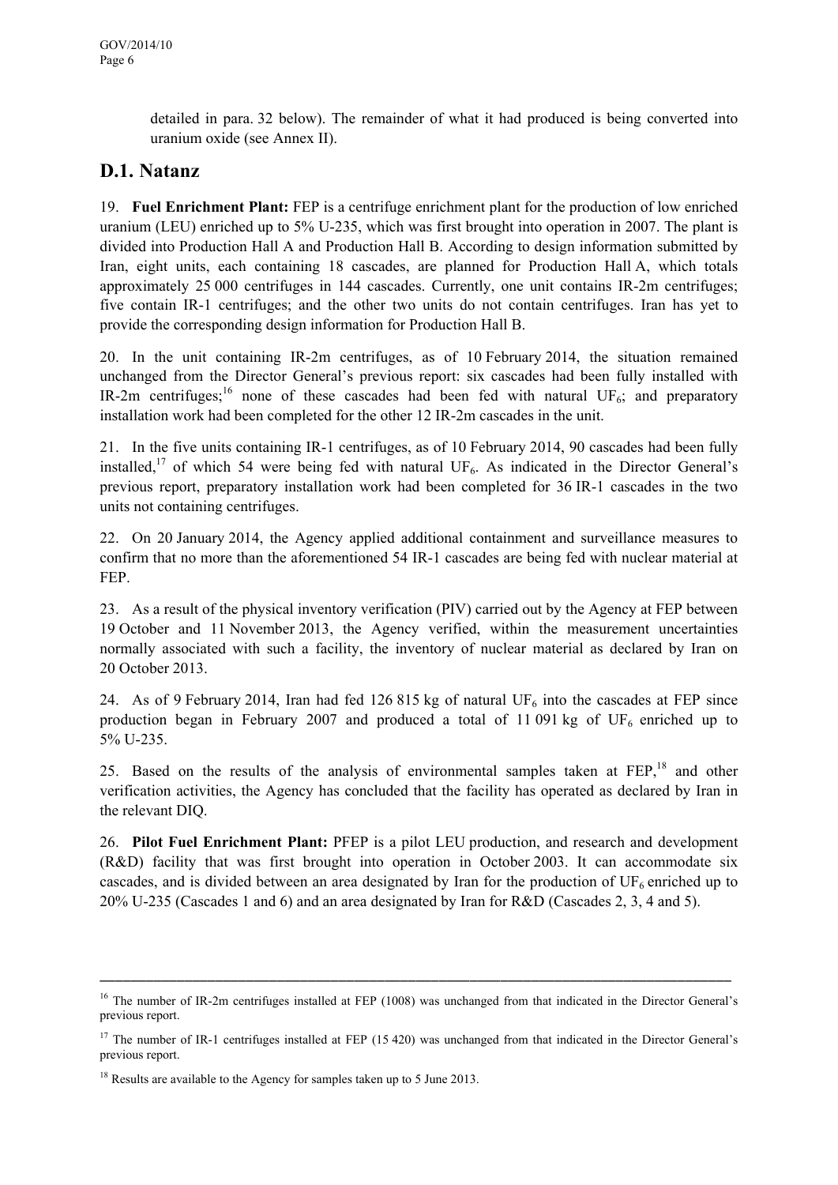detailed in para. 32 below). The remainder of what it had produced is being converted into uranium oxide (see Annex II).

## D.1. Natanz

19. **Fuel Enrichment Plant:** FEP is a centrifuge enrichment plant for the production of low enriched uranium (LEU) enriched up to 5% U-235, which was first brought into operation in 2007. The plant is divided into Production Hall A and Production Hall B. According to design information submitted by Iran, eight units, each containing 18 cascades, are planned for Production Hall A, which totals approximately 25 000 centrifuges in 144 cascades. Currently, one unit contains IR-2m centrifuges; five contain IR-1 centrifuges; and the other two units do not contain centrifuges. Iran has yet to provide the corresponding design information for Production Hall B.

20. In the unit containing IR-2m centrifuges, as of 10 February 2014, the situation remained unchanged from the Director General's previous report: six cascades had been fully installed with IR-2m centrifuges;[16] none of these cascades had been fed with natural $UF_6$; and preparatory installation work had been completed for the other 12 IR-2m cascades in the unit.

21. In the five units containing IR-1 centrifuges, as of 10 February 2014, 90 cascades had been fully installed,[17] of which 54 were being fed with natural $UF_6$. As indicated in the Director General's previous report, preparatory installation work had been completed for 36 IR-1 cascades in the two units not containing centrifuges.

22. On 20 January 2014, the Agency applied additional containment and surveillance measures to confirm that no more than the aforementioned 54 IR-1 cascades are being fed with nuclear material at FEP.

23. As a result of the physical inventory verification (PIV) carried out by the Agency at FEP between 19 October and 11 November 2013, the Agency verified, within the measurement uncertainties normally associated with such a facility, the inventory of nuclear material as declared by Iran on 20 October 2013.

24. As of 9 February 2014, Iran had fed 126 815 kg of natural $UF_6$ into the cascades at FEP since production began in February 2007 and produced a total of 11 091 kg of $UF_6$ enriched up to 5% U-235.

25. Based on the results of the analysis of environmental samples taken at FEP,[18] and other verification activities, the Agency has concluded that the facility has operated as declared by Iran in the relevant DIQ.

26. **Pilot Fuel Enrichment Plant:** PFEP is a pilot LEU production, and research and development (R&D) facility that was first brought into operation in October 2003. It can accommodate six cascades, and is divided between an area designated by Iran for the production of $UF_6$ enriched up to 20% U-235 (Cascades 1 and 6) and an area designated by Iran for R&D (Cascades 2, 3, 4 and 5).

---

[16] The number of IR-2m centrifuges installed at FEP (1008) was unchanged from that indicated in the Director General's previous report.

[17] The number of IR-1 centrifuges installed at FEP (15 420) was unchanged from that indicated in the Director General's previous report.

[18] Results are available to the Agency for samples taken up to 5 June 2013.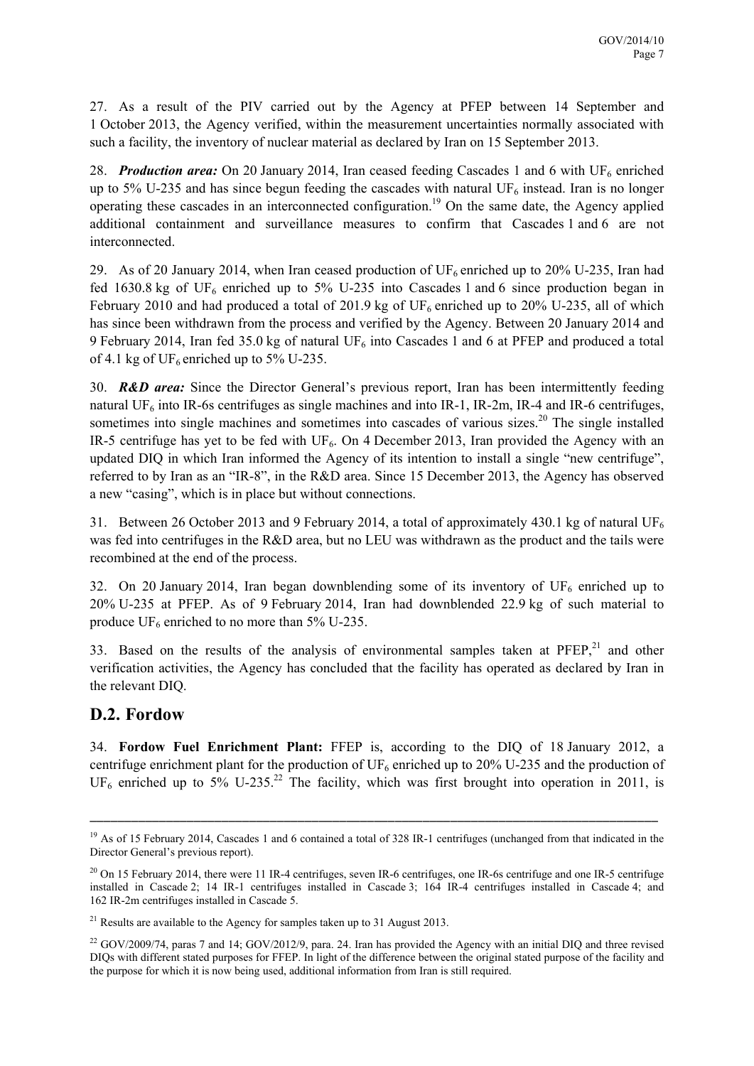27. As a result of the PIV carried out by the Agency at PFEP between 14 September and 1 October 2013, the Agency verified, within the measurement uncertainties normally associated with such a facility, the inventory of nuclear material as declared by Iran on 15 September 2013.

28. ***Production area:*** On 20 January 2014, Iran ceased feeding Cascades 1 and 6 with $UF_6$ enriched up to 5% U-235 and has since begun feeding the cascades with natural $UF_6$ instead. Iran is no longer operating these cascades in an interconnected configuration.[19] On the same date, the Agency applied additional containment and surveillance measures to confirm that Cascades 1 and 6 are not interconnected.

29. As of 20 January 2014, when Iran ceased production of $UF_6$ enriched up to 20% U-235, Iran had fed 1630.8 kg of $UF_6$ enriched up to 5% U-235 into Cascades 1 and 6 since production began in February 2010 and had produced a total of 201.9 kg of $UF_6$ enriched up to 20% U-235, all of which has since been withdrawn from the process and verified by the Agency. Between 20 January 2014 and 9 February 2014, Iran fed 35.0 kg of natural $UF_6$ into Cascades 1 and 6 at PFEP and produced a total of 4.1 kg of $UF_6$ enriched up to 5% U-235.

30. ***R&D area:*** Since the Director General's previous report, Iran has been intermittently feeding natural $UF_6$ into IR-6s centrifuges as single machines and into IR-1, IR-2m, IR-4 and IR-6 centrifuges, sometimes into single machines and sometimes into cascades of various sizes.[20] The single installed IR-5 centrifuge has yet to be fed with $UF_6$. On 4 December 2013, Iran provided the Agency with an updated DIQ in which Iran informed the Agency of its intention to install a single "new centrifuge", referred to by Iran as an "IR-8", in the R&D area. Since 15 December 2013, the Agency has observed a new "casing", which is in place but without connections.

31. Between 26 October 2013 and 9 February 2014, a total of approximately 430.1 kg of natural $UF_6$ was fed into centrifuges in the R&D area, but no LEU was withdrawn as the product and the tails were recombined at the end of the process.

32. On 20 January 2014, Iran began downblending some of its inventory of $UF_6$ enriched up to 20% U-235 at PFEP. As of 9 February 2014, Iran had downblended 22.9 kg of such material to produce $UF_6$ enriched to no more than 5% U-235.

33. Based on the results of the analysis of environmental samples taken at PFEP,[21] and other verification activities, the Agency has concluded that the facility has operated as declared by Iran in the relevant DIQ.

## D.2. Fordow

34. **Fordow Fuel Enrichment Plant:** FFEP is, according to the DIQ of 18 January 2012, a centrifuge enrichment plant for the production of $UF_6$ enriched up to 20% U-235 and the production of $UF_6$ enriched up to 5% U-235.[22] The facility, which was first brought into operation in 2011, is

---

[19] As of 15 February 2014, Cascades 1 and 6 contained a total of 328 IR-1 centrifuges (unchanged from that indicated in the Director General's previous report).

[20] On 15 February 2014, there were 11 IR-4 centrifuges, seven IR-6 centrifuges, one IR-6s centrifuge and one IR-5 centrifuge installed in Cascade 2; 14 IR-1 centrifuges installed in Cascade 3; 164 IR-4 centrifuges installed in Cascade 4; and 162 IR-2m centrifuges installed in Cascade 5.

[21] Results are available to the Agency for samples taken up to 31 August 2013.

[22] GOV/2009/74, paras 7 and 14; GOV/2012/9, para. 24. Iran has provided the Agency with an initial DIQ and three revised DIQs with different stated purposes for FFEP. In light of the difference between the original stated purpose of the facility and the purpose for which it is now being used, additional information from Iran is still required.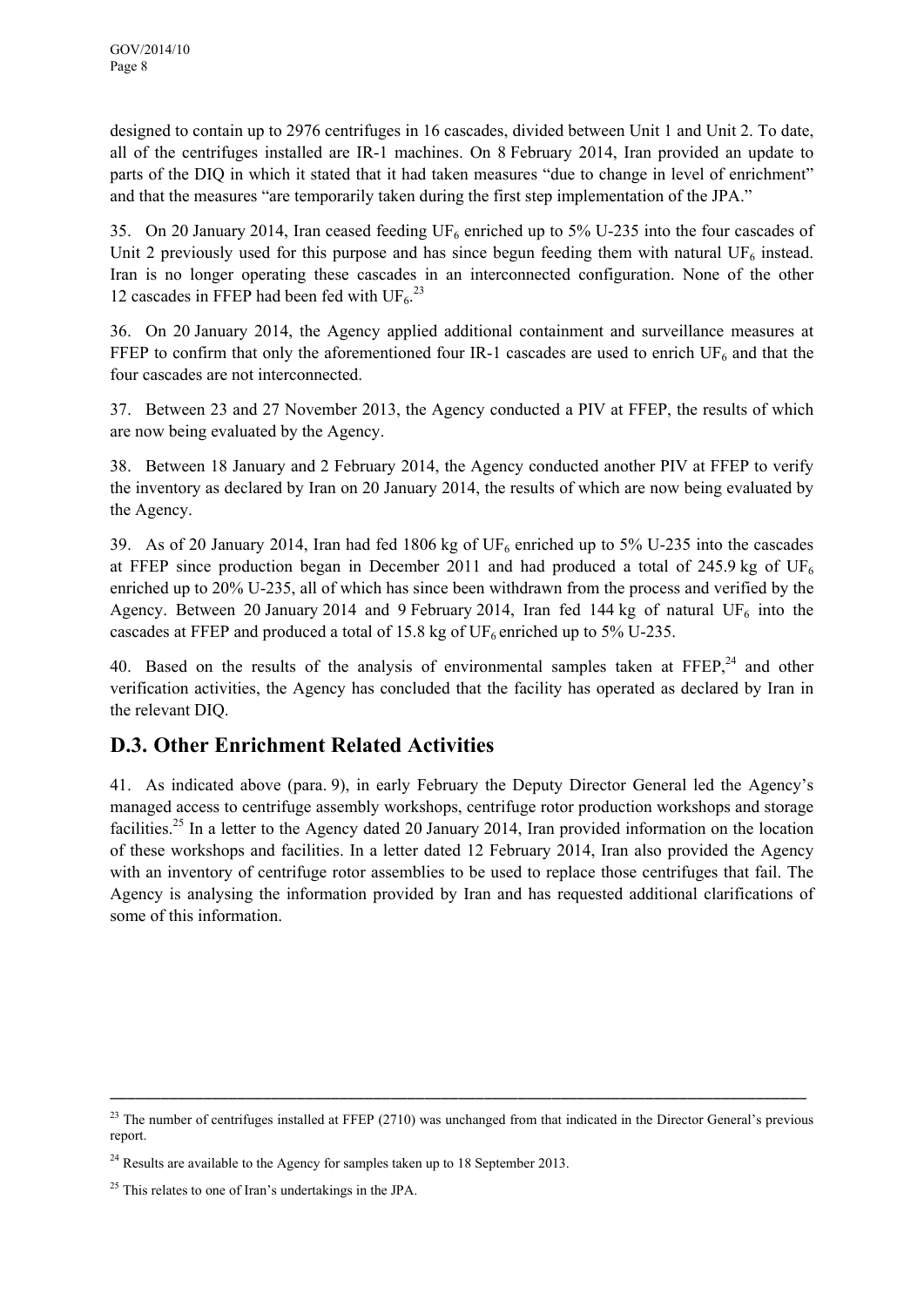designed to contain up to 2976 centrifuges in 16 cascades, divided between Unit 1 and Unit 2. To date, all of the centrifuges installed are IR-1 machines. On 8 February 2014, Iran provided an update to parts of the DIQ in which it stated that it had taken measures "due to change in level of enrichment" and that the measures "are temporarily taken during the first step implementation of the JPA."

35. On 20 January 2014, Iran ceased feeding $UF_6$ enriched up to 5% U-235 into the four cascades of Unit 2 previously used for this purpose and has since begun feeding them with natural $UF_6$ instead. Iran is no longer operating these cascades in an interconnected configuration. None of the other 12 cascades in FFEP had been fed with $UF_6$.[23]

36. On 20 January 2014, the Agency applied additional containment and surveillance measures at FFEP to confirm that only the aforementioned four IR-1 cascades are used to enrich $UF_6$ and that the four cascades are not interconnected.

37. Between 23 and 27 November 2013, the Agency conducted a PIV at FFEP, the results of which are now being evaluated by the Agency.

38. Between 18 January and 2 February 2014, the Agency conducted another PIV at FFEP to verify the inventory as declared by Iran on 20 January 2014, the results of which are now being evaluated by the Agency.

39. As of 20 January 2014, Iran had fed 1806 kg of $UF_6$ enriched up to 5% U-235 into the cascades at FFEP since production began in December 2011 and had produced a total of 245.9 kg of $UF_6$ enriched up to 20% U-235, all of which has since been withdrawn from the process and verified by the Agency. Between 20 January 2014 and 9 February 2014, Iran fed 144 kg of natural $UF_6$ into the cascades at FFEP and produced a total of 15.8 kg of $UF_6$ enriched up to 5% U-235.

40. Based on the results of the analysis of environmental samples taken at FFEP,[24] and other verification activities, the Agency has concluded that the facility has operated as declared by Iran in the relevant DIQ.

## D.3. Other Enrichment Related Activities

41. As indicated above (para. 9), in early February the Deputy Director General led the Agency's managed access to centrifuge assembly workshops, centrifuge rotor production workshops and storage facilities.[25] In a letter to the Agency dated 20 January 2014, Iran provided information on the location of these workshops and facilities. In a letter dated 12 February 2014, Iran also provided the Agency with an inventory of centrifuge rotor assemblies to be used to replace those centrifuges that fail. The Agency is analysing the information provided by Iran and has requested additional clarifications of some of this information.

---

[23] The number of centrifuges installed at FFEP (2710) was unchanged from that indicated in the Director General's previous report.

[24] Results are available to the Agency for samples taken up to 18 September 2013.

[25] This relates to one of Iran's undertakings in the JPA.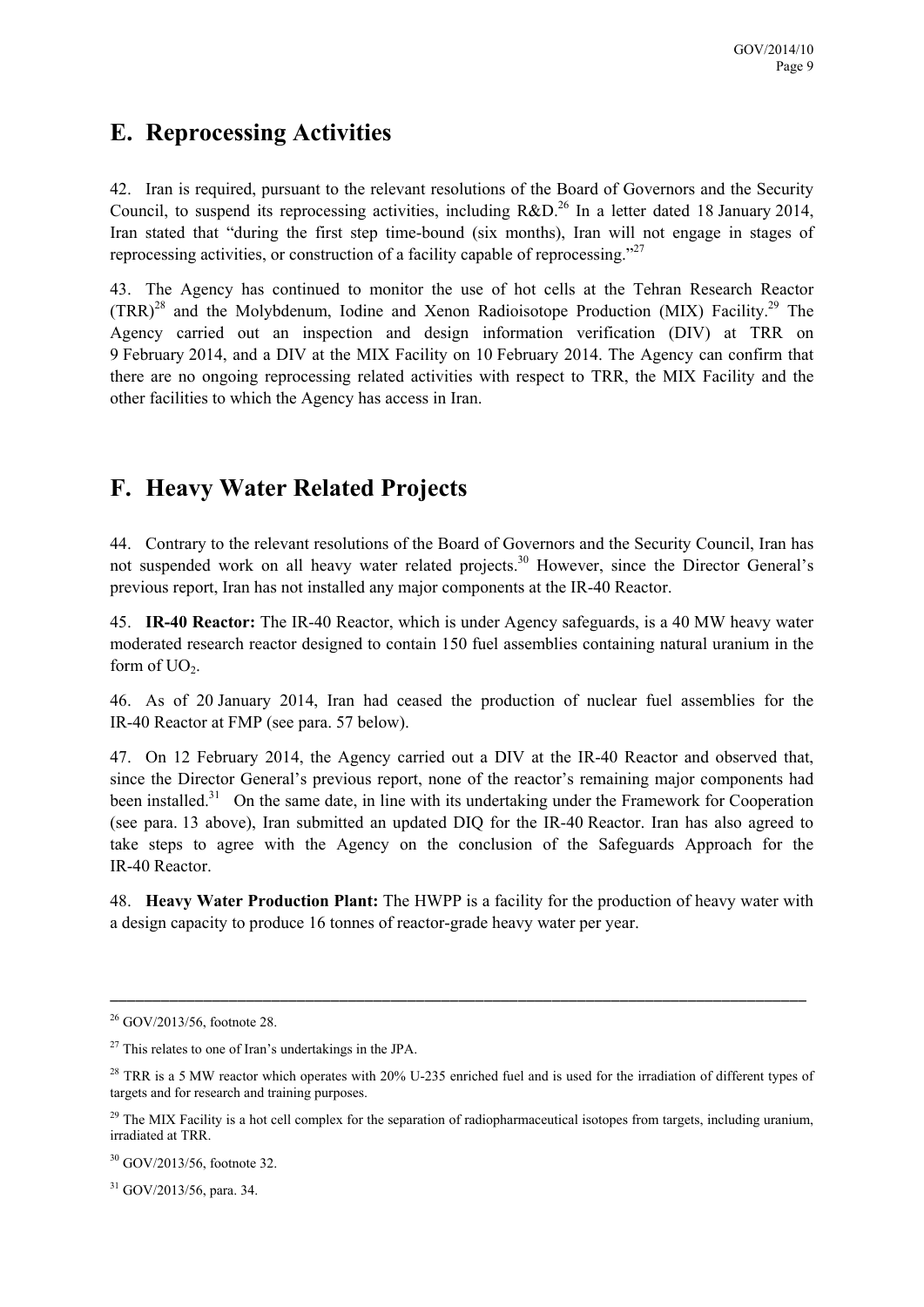## E. Reprocessing Activities

42. Iran is required, pursuant to the relevant resolutions of the Board of Governors and the Security Council, to suspend its reprocessing activities, including R&D.[26] In a letter dated 18 January 2014, Iran stated that "during the first step time-bound (six months), Iran will not engage in stages of reprocessing activities, or construction of a facility capable of reprocessing."[27]

43. The Agency has continued to monitor the use of hot cells at the Tehran Research Reactor (TRR)[28] and the Molybdenum, Iodine and Xenon Radioisotope Production (MIX) Facility.[29] The Agency carried out an inspection and design information verification (DIV) at TRR on 9 February 2014, and a DIV at the MIX Facility on 10 February 2014. The Agency can confirm that there are no ongoing reprocessing related activities with respect to TRR, the MIX Facility and the other facilities to which the Agency has access in Iran.

## F. Heavy Water Related Projects

44. Contrary to the relevant resolutions of the Board of Governors and the Security Council, Iran has not suspended work on all heavy water related projects.[30] However, since the Director General's previous report, Iran has not installed any major components at the IR-40 Reactor.

45. **IR-40 Reactor:** The IR-40 Reactor, which is under Agency safeguards, is a 40 MW heavy water moderated research reactor designed to contain 150 fuel assemblies containing natural uranium in the form of $UO_2$.

46. As of 20 January 2014, Iran had ceased the production of nuclear fuel assemblies for the IR-40 Reactor at FMP (see para. 57 below).

47. On 12 February 2014, the Agency carried out a DIV at the IR-40 Reactor and observed that, since the Director General's previous report, none of the reactor's remaining major components had been installed.[31] On the same date, in line with its undertaking under the Framework for Cooperation (see para. 13 above), Iran submitted an updated DIQ for the IR-40 Reactor. Iran has also agreed to take steps to agree with the Agency on the conclusion of the Safeguards Approach for the IR-40 Reactor.

48. **Heavy Water Production Plant:** The HWPP is a facility for the production of heavy water with a design capacity to produce 16 tonnes of reactor-grade heavy water per year.

---

[26] GOV/2013/56, footnote 28.

[27] This relates to one of Iran's undertakings in the JPA.

[28] TRR is a 5 MW reactor which operates with 20% U-235 enriched fuel and is used for the irradiation of different types of targets and for research and training purposes.

[29] The MIX Facility is a hot cell complex for the separation of radiopharmaceutical isotopes from targets, including uranium, irradiated at TRR.

[30] GOV/2013/56, footnote 32.

[31] GOV/2013/56, para. 34.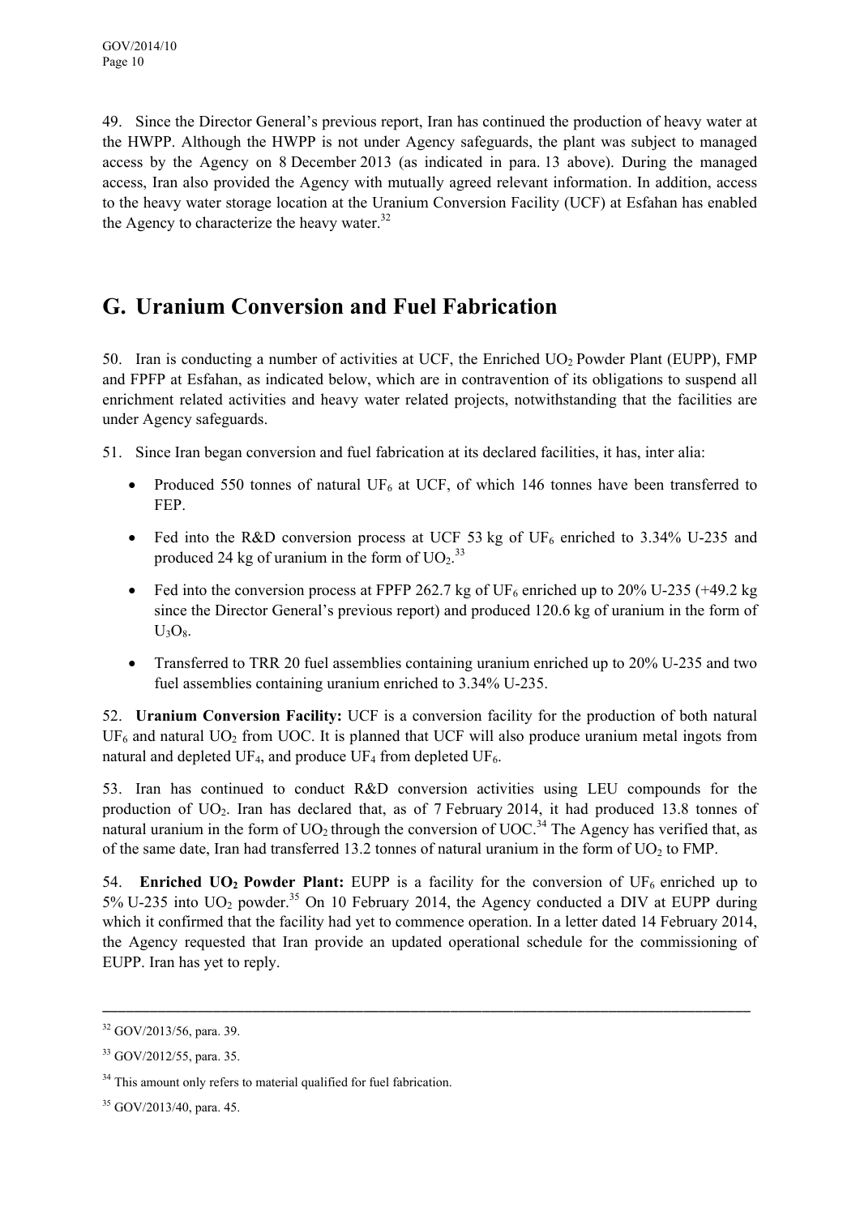49. Since the Director General's previous report, Iran has continued the production of heavy water at the HWPP. Although the HWPP is not under Agency safeguards, the plant was subject to managed access by the Agency on 8 December 2013 (as indicated in para. 13 above). During the managed access, Iran also provided the Agency with mutually agreed relevant information. In addition, access to the heavy water storage location at the Uranium Conversion Facility (UCF) at Esfahan has enabled the Agency to characterize the heavy water.[32]

## G. Uranium Conversion and Fuel Fabrication

50. Iran is conducting a number of activities at UCF, the Enriched $UO_2$ Powder Plant (EUPP), FMP and FPFP at Esfahan, as indicated below, which are in contravention of its obligations to suspend all enrichment related activities and heavy water related projects, notwithstanding that the facilities are under Agency safeguards.

51. Since Iran began conversion and fuel fabrication at its declared facilities, it has, inter alia:

- Produced 550 tonnes of natural $UF_6$ at UCF, of which 146 tonnes have been transferred to FEP.
- Fed into the R&D conversion process at UCF 53 kg of $UF_6$ enriched to 3.34% U-235 and produced 24 kg of uranium in the form of $UO_2$.[33]
- Fed into the conversion process at FPFP 262.7 kg of $UF_6$ enriched up to 20% U-235 (+49.2 kg since the Director General's previous report) and produced 120.6 kg of uranium in the form of $U_3O_8$.
- Transferred to TRR 20 fuel assemblies containing uranium enriched up to 20% U-235 and two fuel assemblies containing uranium enriched to 3.34% U-235.

52. **Uranium Conversion Facility:** UCF is a conversion facility for the production of both natural $UF_6$ and natural $UO_2$ from UOC. It is planned that UCF will also produce uranium metal ingots from natural and depleted $UF_4$, and produce $UF_4$ from depleted $UF_6$.

53. Iran has continued to conduct R&D conversion activities using LEU compounds for the production of $UO_2$. Iran has declared that, as of 7 February 2014, it had produced 13.8 tonnes of natural uranium in the form of $UO_2$ through the conversion of UOC.[34] The Agency has verified that, as of the same date, Iran had transferred 13.2 tonnes of natural uranium in the form of $UO_2$ to FMP.

54. **Enriched $UO_2$ Powder Plant:** EUPP is a facility for the conversion of $UF_6$ enriched up to 5% U-235 into $UO_2$ powder.[35] On 10 February 2014, the Agency conducted a DIV at EUPP during which it confirmed that the facility had yet to commence operation. In a letter dated 14 February 2014, the Agency requested that Iran provide an updated operational schedule for the commissioning of EUPP. Iran has yet to reply.

---

[32] GOV/2013/56, para. 39.

[33] GOV/2012/55, para. 35.

[34] This amount only refers to material qualified for fuel fabrication.

[35] GOV/2013/40, para. 45.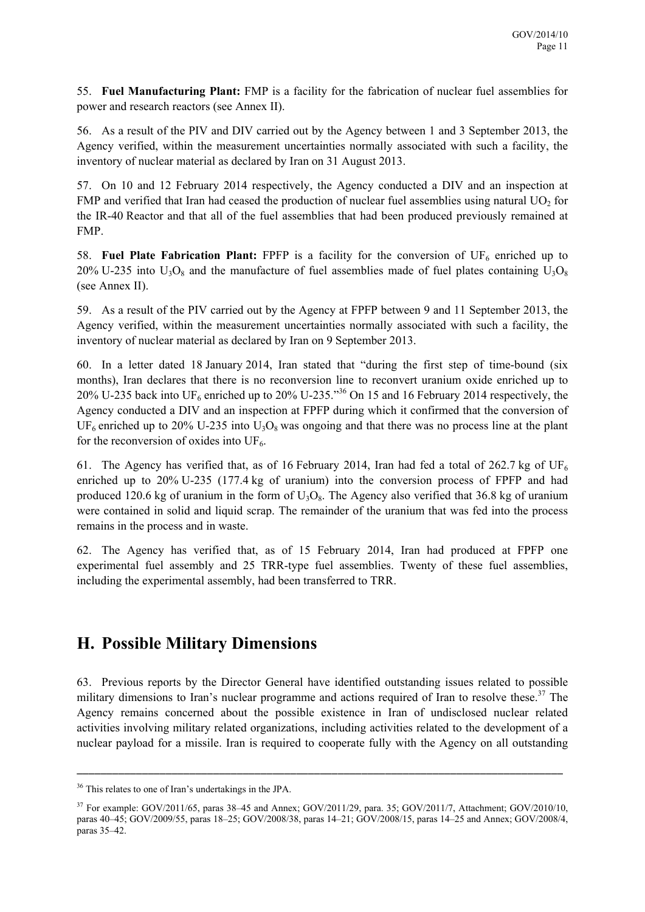55. **Fuel Manufacturing Plant:** FMP is a facility for the fabrication of nuclear fuel assemblies for power and research reactors (see Annex II).

56. As a result of the PIV and DIV carried out by the Agency between 1 and 3 September 2013, the Agency verified, within the measurement uncertainties normally associated with such a facility, the inventory of nuclear material as declared by Iran on 31 August 2013.

57. On 10 and 12 February 2014 respectively, the Agency conducted a DIV and an inspection at FMP and verified that Iran had ceased the production of nuclear fuel assemblies using natural $UO_2$ for the IR-40 Reactor and that all of the fuel assemblies that had been produced previously remained at FMP.

58. **Fuel Plate Fabrication Plant:** FPFP is a facility for the conversion of $UF_6$ enriched up to 20% U-235 into $U_3O_8$ and the manufacture of fuel assemblies made of fuel plates containing $U_3O_8$ (see Annex II).

59. As a result of the PIV carried out by the Agency at FPFP between 9 and 11 September 2013, the Agency verified, within the measurement uncertainties normally associated with such a facility, the inventory of nuclear material as declared by Iran on 9 September 2013.

60. In a letter dated 18 January 2014, Iran stated that "during the first step of time-bound (six months), Iran declares that there is no reconversion line to reconvert uranium oxide enriched up to 20% U-235 back into $UF_6$ enriched up to 20% U-235."[36] On 15 and 16 February 2014 respectively, the Agency conducted a DIV and an inspection at FPFP during which it confirmed that the conversion of $UF_6$ enriched up to 20% U-235 into $U_3O_8$ was ongoing and that there was no process line at the plant for the reconversion of oxides into $UF_6$.

61. The Agency has verified that, as of 16 February 2014, Iran had fed a total of 262.7 kg of $UF_6$ enriched up to 20% U-235 (177.4 kg of uranium) into the conversion process of FPFP and had produced 120.6 kg of uranium in the form of $U_3O_8$. The Agency also verified that 36.8 kg of uranium were contained in solid and liquid scrap. The remainder of the uranium that was fed into the process remains in the process and in waste.

62. The Agency has verified that, as of 15 February 2014, Iran had produced at FPFP one experimental fuel assembly and 25 TRR-type fuel assemblies. Twenty of these fuel assemblies, including the experimental assembly, had been transferred to TRR.

## H. Possible Military Dimensions

63. Previous reports by the Director General have identified outstanding issues related to possible military dimensions to Iran's nuclear programme and actions required of Iran to resolve these.[37] The Agency remains concerned about the possible existence in Iran of undisclosed nuclear related activities involving military related organizations, including activities related to the development of a nuclear payload for a missile. Iran is required to cooperate fully with the Agency on all outstanding

---

[36] This relates to one of Iran's undertakings in the JPA.

[37] For example: GOV/2011/65, paras 38–45 and Annex; GOV/2011/29, para. 35; GOV/2011/7, Attachment; GOV/2010/10, paras 40–45; GOV/2009/55, paras 18–25; GOV/2008/38, paras 14–21; GOV/2008/15, paras 14–25 and Annex; GOV/2008/4, paras 35–42.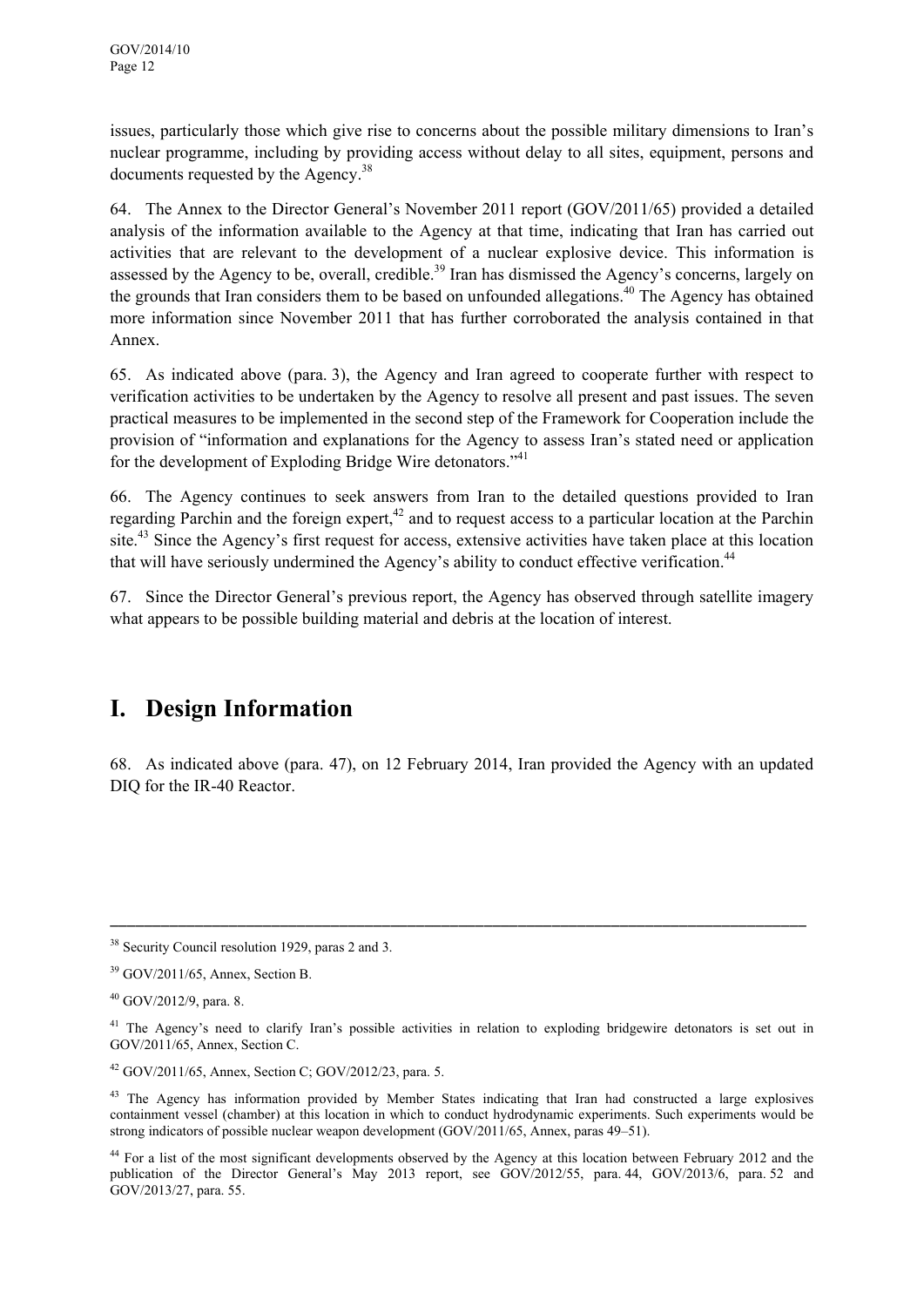issues, particularly those which give rise to concerns about the possible military dimensions to Iran's nuclear programme, including by providing access without delay to all sites, equipment, persons and documents requested by the Agency.[38]

64. The Annex to the Director General's November 2011 report (GOV/2011/65) provided a detailed analysis of the information available to the Agency at that time, indicating that Iran has carried out activities that are relevant to the development of a nuclear explosive device. This information is assessed by the Agency to be, overall, credible.[39] Iran has dismissed the Agency's concerns, largely on the grounds that Iran considers them to be based on unfounded allegations.[40] The Agency has obtained more information since November 2011 that has further corroborated the analysis contained in that Annex.

65. As indicated above (para. 3), the Agency and Iran agreed to cooperate further with respect to verification activities to be undertaken by the Agency to resolve all present and past issues. The seven practical measures to be implemented in the second step of the Framework for Cooperation include the provision of "information and explanations for the Agency to assess Iran's stated need or application for the development of Exploding Bridge Wire detonators."[41]

66. The Agency continues to seek answers from Iran to the detailed questions provided to Iran regarding Parchin and the foreign expert,[42] and to request access to a particular location at the Parchin site.[43] Since the Agency's first request for access, extensive activities have taken place at this location that will have seriously undermined the Agency's ability to conduct effective verification.[44]

67. Since the Director General's previous report, the Agency has observed through satellite imagery what appears to be possible building material and debris at the location of interest.

# I. Design Information

68. As indicated above (para. 47), on 12 February 2014, Iran provided the Agency with an updated DIQ for the IR-40 Reactor.

---

[38] Security Council resolution 1929, paras 2 and 3.

[39] GOV/2011/65, Annex, Section B.

[40] GOV/2012/9, para. 8.

[41] The Agency's need to clarify Iran's possible activities in relation to exploding bridgewire detonators is set out in GOV/2011/65, Annex, Section C.

[42] GOV/2011/65, Annex, Section C; GOV/2012/23, para. 5.

[43] The Agency has information provided by Member States indicating that Iran had constructed a large explosives containment vessel (chamber) at this location in which to conduct hydrodynamic experiments. Such experiments would be strong indicators of possible nuclear weapon development (GOV/2011/65, Annex, paras 49–51).

[44] For a list of the most significant developments observed by the Agency at this location between February 2012 and the publication of the Director General's May 2013 report, see GOV/2012/55, para. 44, GOV/2013/6, para. 52 and GOV/2013/27, para. 55.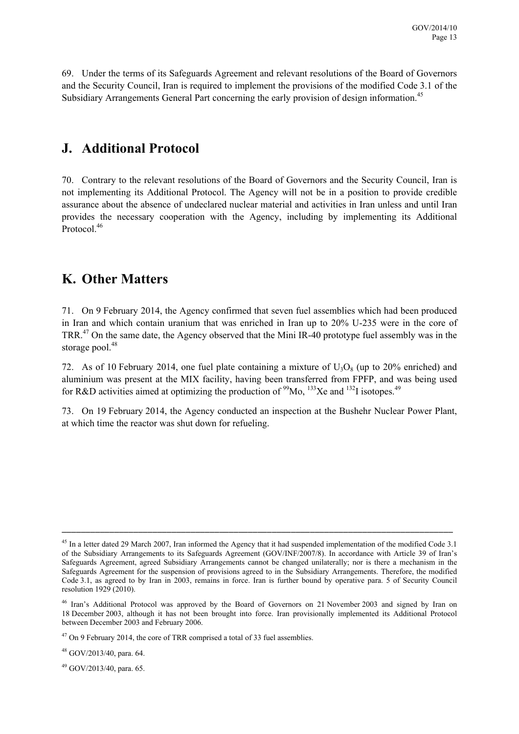69. Under the terms of its Safeguards Agreement and relevant resolutions of the Board of Governors and the Security Council, Iran is required to implement the provisions of the modified Code 3.1 of the Subsidiary Arrangements General Part concerning the early provision of design information.[45]

## J. Additional Protocol

70. Contrary to the relevant resolutions of the Board of Governors and the Security Council, Iran is not implementing its Additional Protocol. The Agency will not be in a position to provide credible assurance about the absence of undeclared nuclear material and activities in Iran unless and until Iran provides the necessary cooperation with the Agency, including by implementing its Additional Protocol.[46]

## K. Other Matters

71. On 9 February 2014, the Agency confirmed that seven fuel assemblies which had been produced in Iran and which contain uranium that was enriched in Iran up to 20% U-235 were in the core of TRR.[47] On the same date, the Agency observed that the Mini IR-40 prototype fuel assembly was in the storage pool.[48]

72. As of 10 February 2014, one fuel plate containing a mixture of $U_3O_8$ (up to 20% enriched) and aluminium was present at the MIX facility, having been transferred from FPFP, and was being used for R&D activities aimed at optimizing the production of $^{99}$Mo, $^{133}$Xe and $^{132}$I isotopes.[49]

73. On 19 February 2014, the Agency conducted an inspection at the Bushehr Nuclear Power Plant, at which time the reactor was shut down for refueling.

---

[45] In a letter dated 29 March 2007, Iran informed the Agency that it had suspended implementation of the modified Code 3.1 of the Subsidiary Arrangements to its Safeguards Agreement (GOV/INF/2007/8). In accordance with Article 39 of Iran's Safeguards Agreement, agreed Subsidiary Arrangements cannot be changed unilaterally; nor is there a mechanism in the Safeguards Agreement for the suspension of provisions agreed to in the Subsidiary Arrangements. Therefore, the modified Code 3.1, as agreed to by Iran in 2003, remains in force. Iran is further bound by operative para. 5 of Security Council resolution 1929 (2010).

[46] Iran's Additional Protocol was approved by the Board of Governors on 21 November 2003 and signed by Iran on 18 December 2003, although it has not been brought into force. Iran provisionally implemented its Additional Protocol between December 2003 and February 2006.

[47] On 9 February 2014, the core of TRR comprised a total of 33 fuel assemblies.

[48] GOV/2013/40, para. 64.

[49] GOV/2013/40, para. 65.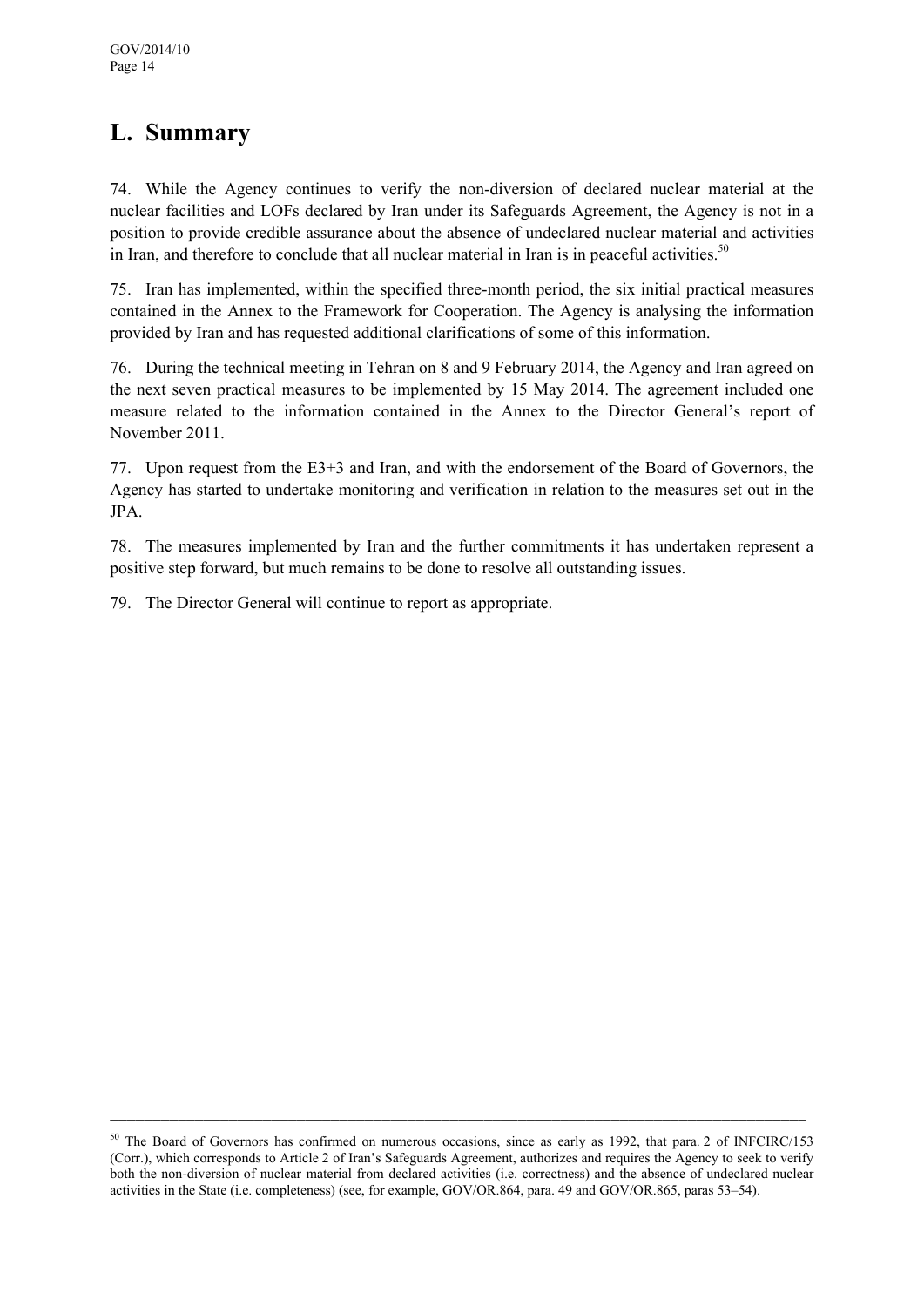## L. Summary

74. While the Agency continues to verify the non-diversion of declared nuclear material at the nuclear facilities and LOFs declared by Iran under its Safeguards Agreement, the Agency is not in a position to provide credible assurance about the absence of undeclared nuclear material and activities in Iran, and therefore to conclude that all nuclear material in Iran is in peaceful activities.[50]

75. Iran has implemented, within the specified three-month period, the six initial practical measures contained in the Annex to the Framework for Cooperation. The Agency is analysing the information provided by Iran and has requested additional clarifications of some of this information.

76. During the technical meeting in Tehran on 8 and 9 February 2014, the Agency and Iran agreed on the next seven practical measures to be implemented by 15 May 2014. The agreement included one measure related to the information contained in the Annex to the Director General's report of November 2011.

77. Upon request from the E3+3 and Iran, and with the endorsement of the Board of Governors, the Agency has started to undertake monitoring and verification in relation to the measures set out in the JPA.

78. The measures implemented by Iran and the further commitments it has undertaken represent a positive step forward, but much remains to be done to resolve all outstanding issues.

79. The Director General will continue to report as appropriate.

---

[50] The Board of Governors has confirmed on numerous occasions, since as early as 1992, that para. 2 of INFCIRC/153 (Corr.), which corresponds to Article 2 of Iran's Safeguards Agreement, authorizes and requires the Agency to seek to verify both the non-diversion of nuclear material from declared activities (i.e. correctness) and the absence of undeclared nuclear activities in the State (i.e. completeness) (see, for example, GOV/OR.864, para. 49 and GOV/OR.865, paras 53–54).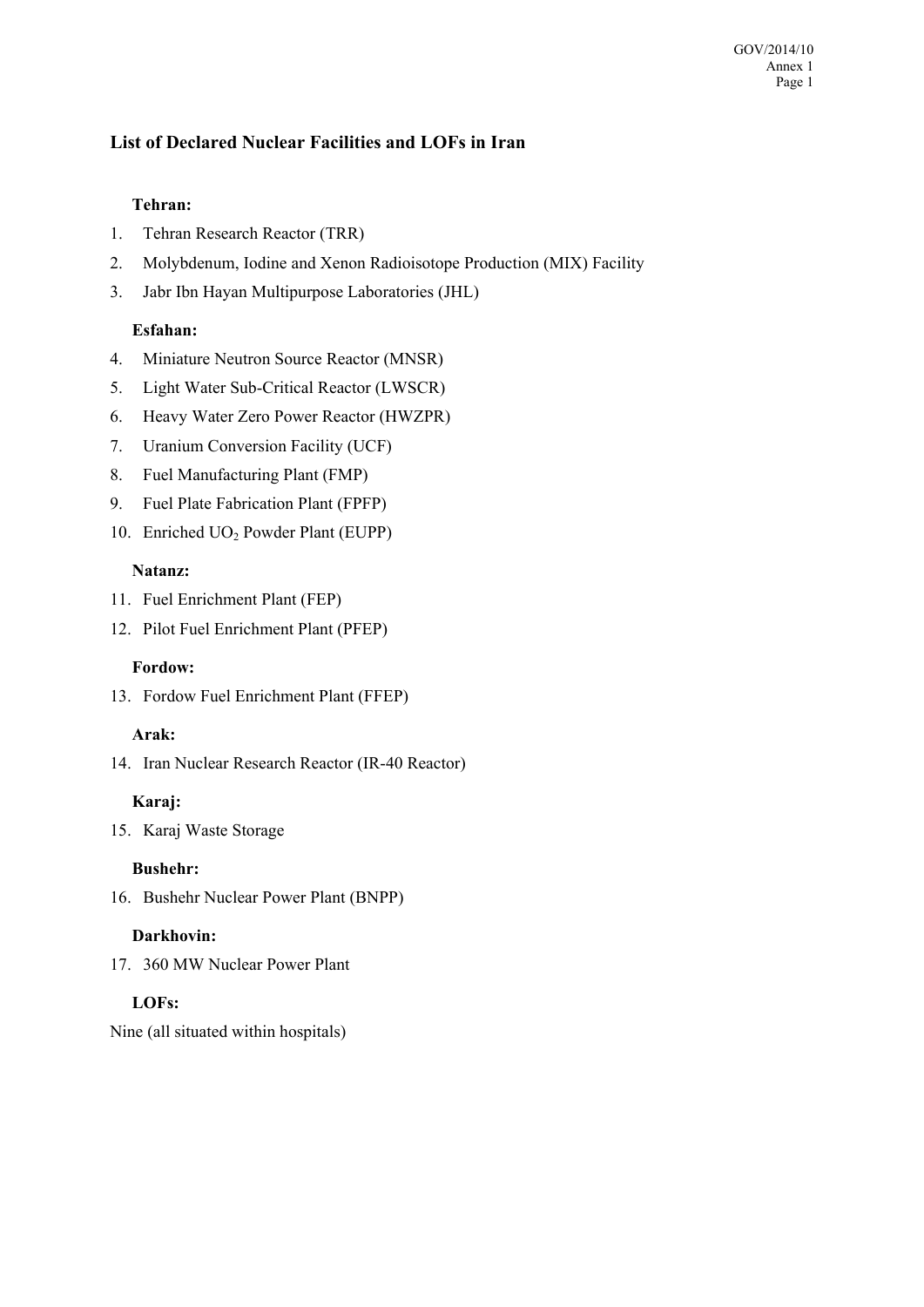## List of Declared Nuclear Facilities and LOFs in Iran

**Tehran:**

1. Tehran Research Reactor (TRR)
2. Molybdenum, Iodine and Xenon Radioisotope Production (MIX) Facility
3. Jabr Ibn Hayan Multipurpose Laboratories (JHL)

**Esfahan:**

4. Miniature Neutron Source Reactor (MNSR)
5. Light Water Sub-Critical Reactor (LWSCR)
6. Heavy Water Zero Power Reactor (HWZPR)
7. Uranium Conversion Facility (UCF)
8. Fuel Manufacturing Plant (FMP)
9. Fuel Plate Fabrication Plant (FPFP)
10. Enriched $UO_2$ Powder Plant (EUPP)

**Natanz:**

11. Fuel Enrichment Plant (FEP)
12. Pilot Fuel Enrichment Plant (PFEP)

**Fordow:**

13. Fordow Fuel Enrichment Plant (FFEP)

**Arak:**

14. Iran Nuclear Research Reactor (IR-40 Reactor)

**Karaj:**

15. Karaj Waste Storage

**Bushehr:**

16. Bushehr Nuclear Power Plant (BNPP)

**Darkhovin:**

17. 360 MW Nuclear Power Plant

**LOFs:**

Nine (all situated within hospitals)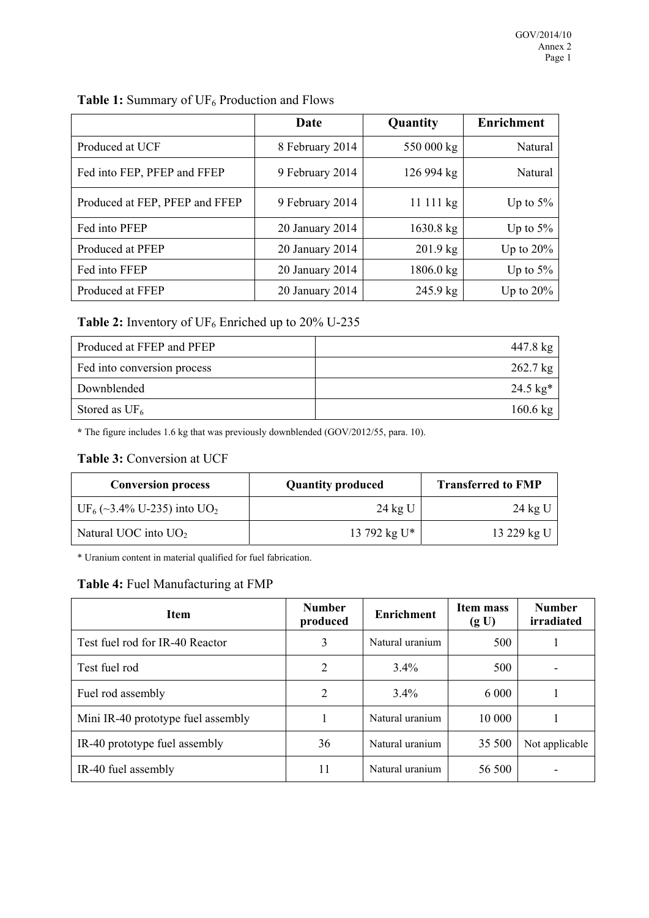**Table 1:** Summary of $UF_6$ Production and Flows

| | Date | Quantity | Enrichment |
|---|---|---|---|
| Produced at UCF | 8 February 2014 | 550 000 kg | Natural |
| Fed into FEP, PFEP and FFEP | 9 February 2014 | 126 994 kg | Natural |
| Produced at FEP, PFEP and FFEP | 9 February 2014 | 11 111 kg | Up to 5% |
| Fed into PFEP | 20 January 2014 | 1630.8 kg | Up to 5% |
| Produced at PFEP | 20 January 2014 | 201.9 kg | Up to 20% |
| Fed into FFEP | 20 January 2014 | 1806.0 kg | Up to 5% |
| Produced at FFEP | 20 January 2014 | 245.9 kg | Up to 20% |

**Table 2:** Inventory of $UF_6$ Enriched up to 20% U-235

| | |
|---|---|
| Produced at FFEP and PFEP | 447.8 kg |
| Fed into conversion process | 262.7 kg |
| Downblended | 24.5 kg* |
| Stored as $UF_6$ | 160.6 kg |

**\*** The figure includes 1.6 kg that was previously downblended (GOV/2012/55, para. 10).

**Table 3:** Conversion at UCF

| Conversion process | Quantity produced | Transferred to FMP |
|---|---|---|
| $UF_6$ (~3.4% U-235) into $UO_2$ | 24 kg U | 24 kg U |
| Natural UOC into $UO_2$ | 13 792 kg U* | 13 229 kg U |

\* Uranium content in material qualified for fuel fabrication.

**Table 4:** Fuel Manufacturing at FMP

| Item | Number produced | Enrichment | Item mass (g U) | Number irradiated |
|---|---|---|---|---|
| Test fuel rod for IR-40 Reactor | 3 | Natural uranium | 500 | 1 |
| Test fuel rod | 2 | 3.4% | 500 | - |
| Fuel rod assembly | 2 | 3.4% | 6 000 | 1 |
| Mini IR-40 prototype fuel assembly | 1 | Natural uranium | 10 000 | 1 |
| IR-40 prototype fuel assembly | 36 | Natural uranium | 35 500 | Not applicable |
| IR-40 fuel assembly | 11 | Natural uranium | 56 500 | - |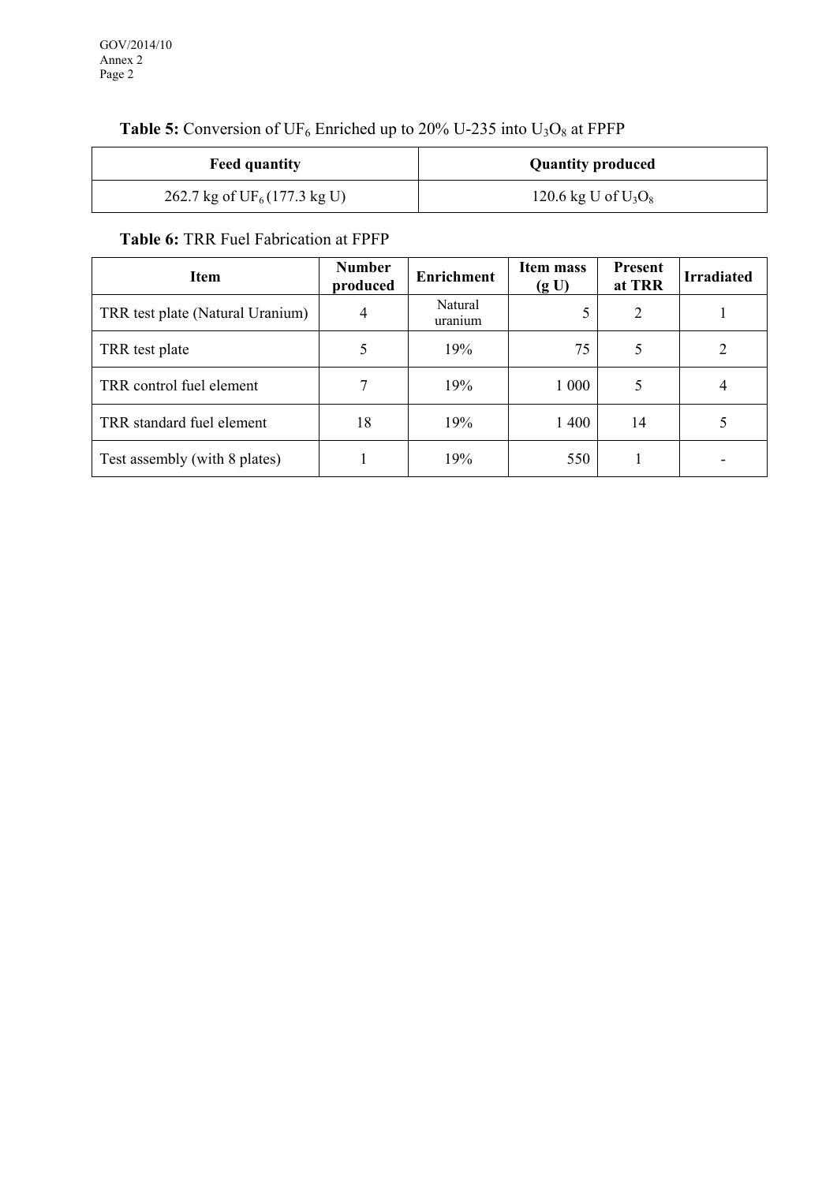**Table 5:** Conversion of $UF_6$ Enriched up to 20% U-235 into $U_3O_8$ at FPFP

| Feed quantity | Quantity produced |
| --- | --- |
| 262.7 kg of $UF_6$ (177.3 kg U) | 120.6 kg U of $U_3O_8$ |

**Table 6:** TRR Fuel Fabrication at FPFP

| Item | Number produced | Enrichment | Item mass (g U) | Present at TRR | Irradiated |
| --- | --- | --- | --- | --- | --- |
| TRR test plate (Natural Uranium) | 4 | Natural uranium | 5 | 2 | 1 |
| TRR test plate | 5 | 19% | 75 | 5 | 2 |
| TRR control fuel element | 7 | 19% | 1 000 | 5 | 4 |
| TRR standard fuel element | 18 | 19% | 1 400 | 14 | 5 |
| Test assembly (with 8 plates) | 1 | 19% | 550 | 1 | - |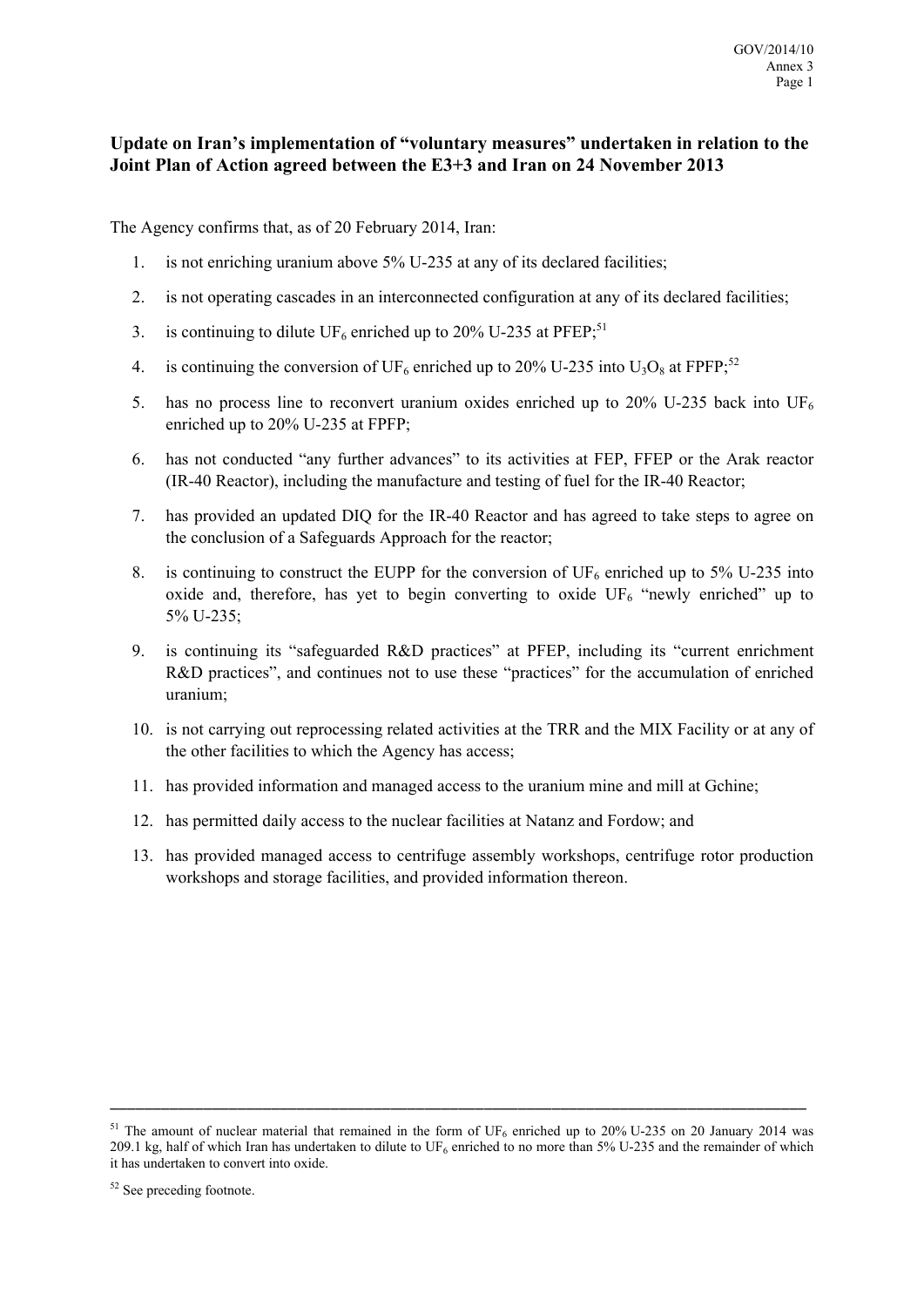**Update on Iran's implementation of "voluntary measures" undertaken in relation to the Joint Plan of Action agreed between the E3+3 and Iran on 24 November 2013**

The Agency confirms that, as of 20 February 2014, Iran:

1. is not enriching uranium above 5% U-235 at any of its declared facilities;
2. is not operating cascades in an interconnected configuration at any of its declared facilities;
3. is continuing to dilute $UF_6$ enriched up to 20% U-235 at PFEP;[51]
4. is continuing the conversion of $UF_6$ enriched up to 20% U-235 into $U_3O_8$ at FPFP;[52]
5. has no process line to reconvert uranium oxides enriched up to 20% U-235 back into $UF_6$ enriched up to 20% U-235 at FPFP;
6. has not conducted "any further advances" to its activities at FEP, FFEP or the Arak reactor (IR-40 Reactor), including the manufacture and testing of fuel for the IR-40 Reactor;
7. has provided an updated DIQ for the IR-40 Reactor and has agreed to take steps to agree on the conclusion of a Safeguards Approach for the reactor;
8. is continuing to construct the EUPP for the conversion of $UF_6$ enriched up to 5% U-235 into oxide and, therefore, has yet to begin converting to oxide $UF_6$ "newly enriched" up to 5% U-235;
9. is continuing its "safeguarded R&D practices" at PFEP, including its "current enrichment R&D practices", and continues not to use these "practices" for the accumulation of enriched uranium;
10. is not carrying out reprocessing related activities at the TRR and the MIX Facility or at any of the other facilities to which the Agency has access;
11. has provided information and managed access to the uranium mine and mill at Gchine;
12. has permitted daily access to the nuclear facilities at Natanz and Fordow; and
13. has provided managed access to centrifuge assembly workshops, centrifuge rotor production workshops and storage facilities, and provided information thereon.

---

[51] The amount of nuclear material that remained in the form of $UF_6$ enriched up to 20% U-235 on 20 January 2014 was 209.1 kg, half of which Iran has undertaken to dilute to $UF_6$ enriched to no more than 5% U-235 and the remainder of which it has undertaken to convert into oxide.

[52] See preceding footnote.